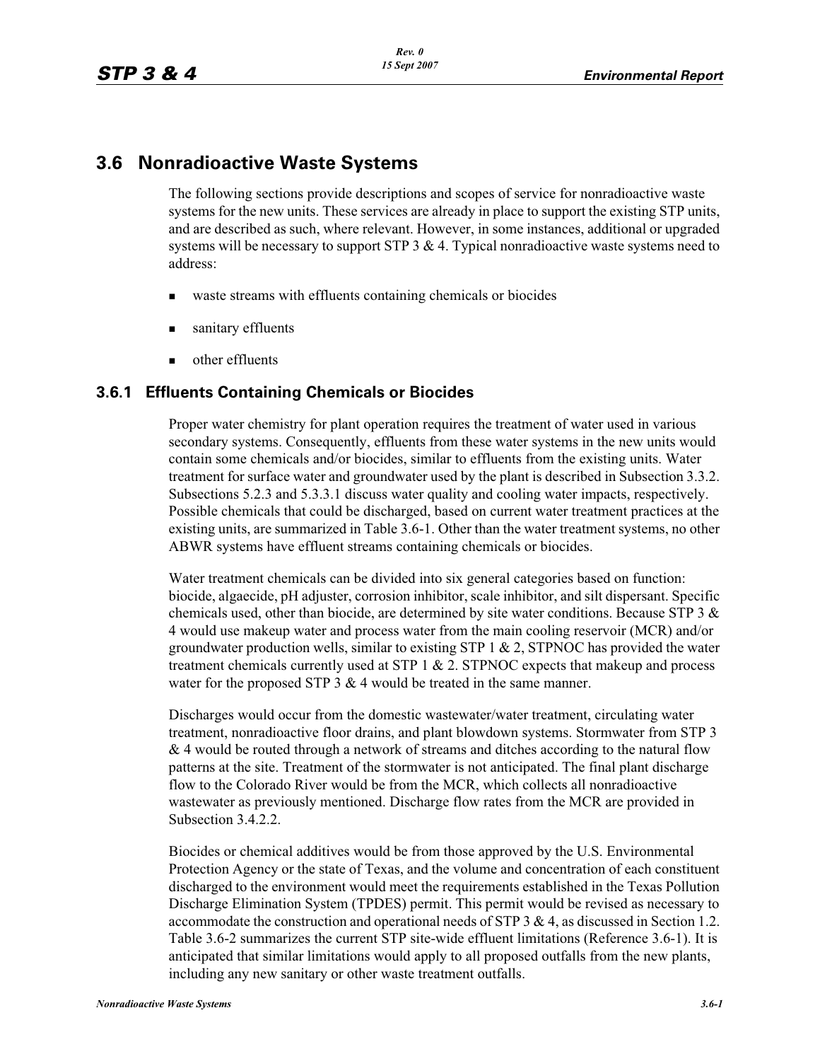## 3.6 Nonradioactive Waste Systems

The following sections provide descriptions and scopes of service for nonradioactive waste systems for the new units. These services are already in place to support the existing STP units, and are described as such, where relevant. However, in some instances, additional or upgraded systems will be necessary to support STP 3 & 4. Typical nonradioactive waste systems need to address:

- waste streams with effluents containing chemicals or biocides
- sanitary effluents
- other effluents

### 3.6.1 Effluents Containing Chemicals or Biocides

Proper water chemistry for plant operation requires the treatment of water used in various secondary systems. Consequently, effluents from these water systems in the new units would contain some chemicals and/or biocides, similar to effluents from the existing units. Water treatment for surface water and groundwater used by the plant is described in Subsection 3.3.2. Subsections 5.2.3 and 5.3.3.1 discuss water quality and cooling water impacts, respectively. Possible chemicals that could be discharged, based on current water treatment practices at the existing units, are summarized in Table 3.6-1. Other than the water treatment systems, no other ABWR systems have effluent streams containing chemicals or biocides.

Water treatment chemicals can be divided into six general categories based on function: biocide, algaecide, pH adjuster, corrosion inhibitor, scale inhibitor, and silt dispersant. Specific chemicals used, other than biocide, are determined by site water conditions. Because STP 3 & 4 would use makeup water and process water from the main cooling reservoir (MCR) and/or groundwater production wells, similar to existing STP 1 & 2, STPNOC has provided the water treatment chemicals currently used at STP 1 & 2. STPNOC expects that makeup and process water for the proposed STP 3 & 4 would be treated in the same manner.

Discharges would occur from the domestic wastewater/water treatment, circulating water treatment, nonradioactive floor drains, and plant blowdown systems. Stormwater from STP 3 & 4 would be routed through a network of streams and ditches according to the natural flow patterns at the site. Treatment of the stormwater is not anticipated. The final plant discharge flow to the Colorado River would be from the MCR, which collects all nonradioactive wastewater as previously mentioned. Discharge flow rates from the MCR are provided in Subsection 3.4.2.2.

Biocides or chemical additives would be from those approved by the U.S. Environmental Protection Agency or the state of Texas, and the volume and concentration of each constituent discharged to the environment would meet the requirements established in the Texas Pollution Discharge Elimination System (TPDES) permit. This permit would be revised as necessary to accommodate the construction and operational needs of STP 3 & 4, as discussed in Section 1.2. Table 3.6-2 summarizes the current STP site-wide effluent limitations (Reference 3.6-1). It is anticipated that similar limitations would apply to all proposed outfalls from the new plants, including any new sanitary or other waste treatment outfalls.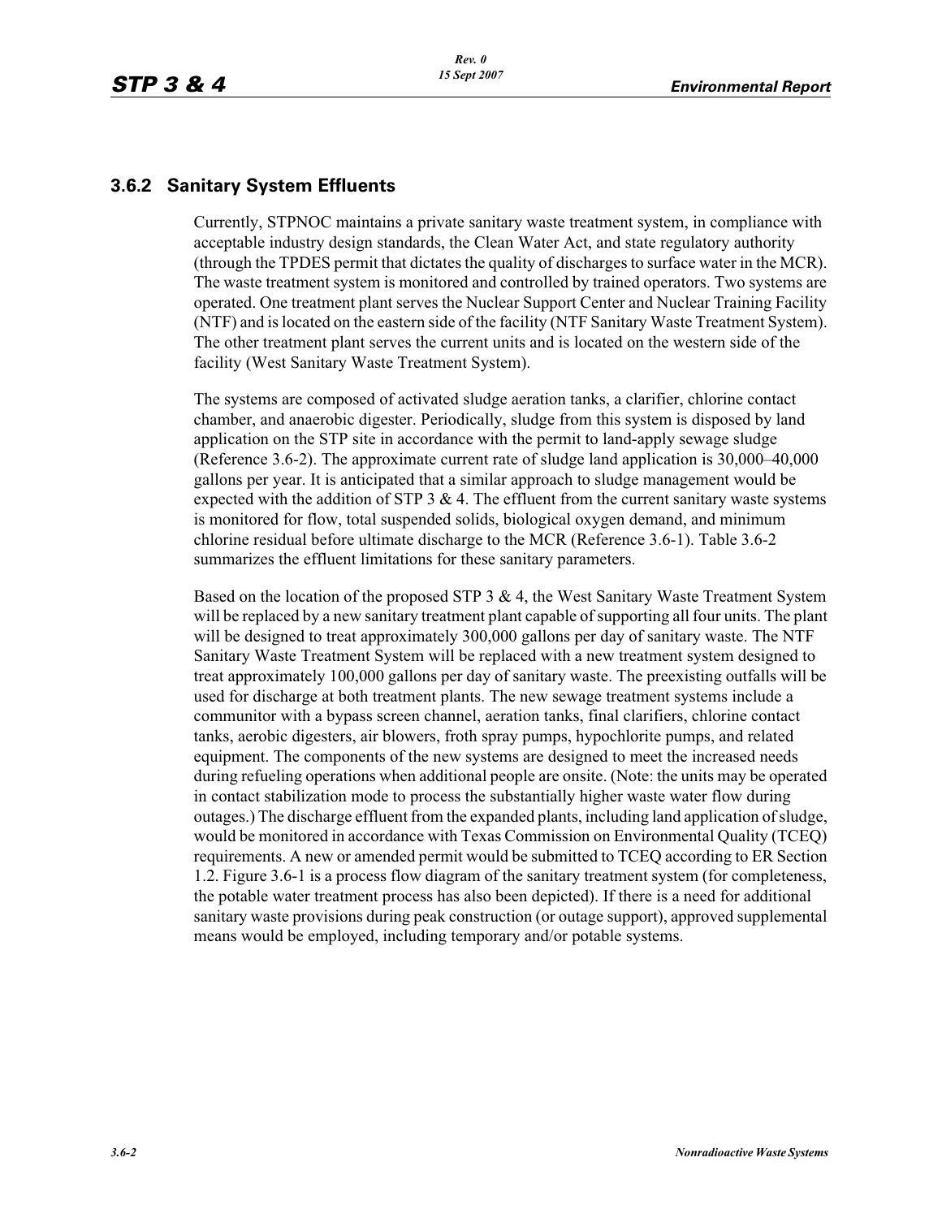### 3.6.2 Sanitary System Effluents

Currently, STPNOC maintains a private sanitary waste treatment system, in compliance with acceptable industry design standards, the Clean Water Act, and state regulatory authority (through the TPDES permit that dictates the quality of discharges to surface water in the MCR). The waste treatment system is monitored and controlled by trained operators. Two systems are operated. One treatment plant serves the Nuclear Support Center and Nuclear Training Facility (NTF) and is located on the eastern side of the facility (NTF Sanitary Waste Treatment System). The other treatment plant serves the current units and is located on the western side of the facility (West Sanitary Waste Treatment System).

The systems are composed of activated sludge aeration tanks, a clarifier, chlorine contact chamber, and anaerobic digester. Periodically, sludge from this system is disposed by land application on the STP site in accordance with the permit to land-apply sewage sludge (Reference 3.6-2). The approximate current rate of sludge land application is 30,000–40,000 gallons per year. It is anticipated that a similar approach to sludge management would be expected with the addition of STP 3 & 4. The effluent from the current sanitary waste systems is monitored for flow, total suspended solids, biological oxygen demand, and minimum chlorine residual before ultimate discharge to the MCR (Reference 3.6-1). Table 3.6-2 summarizes the effluent limitations for these sanitary parameters.

Based on the location of the proposed STP 3 & 4, the West Sanitary Waste Treatment System will be replaced by a new sanitary treatment plant capable of supporting all four units. The plant will be designed to treat approximately 300,000 gallons per day of sanitary waste. The NTF Sanitary Waste Treatment System will be replaced with a new treatment system designed to treat approximately 100,000 gallons per day of sanitary waste. The preexisting outfalls will be used for discharge at both treatment plants. The new sewage treatment systems include a communitor with a bypass screen channel, aeration tanks, final clarifiers, chlorine contact tanks, aerobic digesters, air blowers, froth spray pumps, hypochlorite pumps, and related equipment. The components of the new systems are designed to meet the increased needs during refueling operations when additional people are onsite. (Note: the units may be operated in contact stabilization mode to process the substantially higher waste water flow during outages.) The discharge effluent from the expanded plants, including land application of sludge, would be monitored in accordance with Texas Commission on Environmental Quality (TCEQ) requirements. A new or amended permit would be submitted to TCEQ according to ER Section 1.2. Figure 3.6-1 is a process flow diagram of the sanitary treatment system (for completeness, the potable water treatment process has also been depicted). If there is a need for additional sanitary waste provisions during peak construction (or outage support), approved supplemental means would be employed, including temporary and/or potable systems.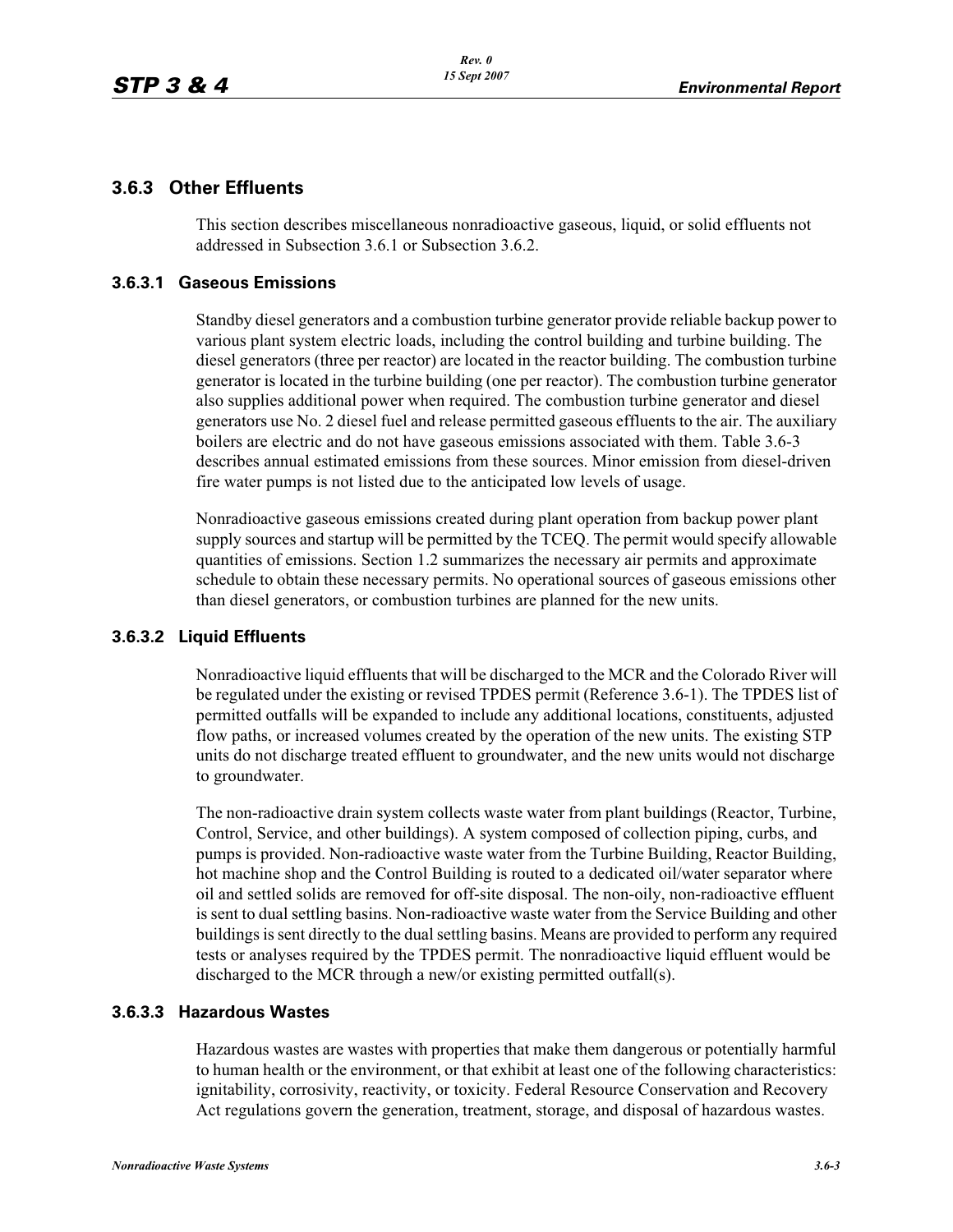## 3.6.3 Other Effluents

This section describes miscellaneous nonradioactive gaseous, liquid, or solid effluents not addressed in Subsection 3.6.1 or Subsection 3.6.2.

### 3.6.3.1 Gaseous Emissions

Standby diesel generators and a combustion turbine generator provide reliable backup power to various plant system electric loads, including the control building and turbine building. The diesel generators (three per reactor) are located in the reactor building. The combustion turbine generator is located in the turbine building (one per reactor). The combustion turbine generator also supplies additional power when required. The combustion turbine generator and diesel generators use No. 2 diesel fuel and release permitted gaseous effluents to the air. The auxiliary boilers are electric and do not have gaseous emissions associated with them. Table 3.6-3 describes annual estimated emissions from these sources. Minor emission from diesel-driven fire water pumps is not listed due to the anticipated low levels of usage.

Nonradioactive gaseous emissions created during plant operation from backup power plant supply sources and startup will be permitted by the TCEQ. The permit would specify allowable quantities of emissions. Section 1.2 summarizes the necessary air permits and approximate schedule to obtain these necessary permits. No operational sources of gaseous emissions other than diesel generators, or combustion turbines are planned for the new units.

### 3.6.3.2 Liquid Effluents

Nonradioactive liquid effluents that will be discharged to the MCR and the Colorado River will be regulated under the existing or revised TPDES permit (Reference 3.6-1). The TPDES list of permitted outfalls will be expanded to include any additional locations, constituents, adjusted flow paths, or increased volumes created by the operation of the new units. The existing STP units do not discharge treated effluent to groundwater, and the new units would not discharge to groundwater.

The non-radioactive drain system collects waste water from plant buildings (Reactor, Turbine, Control, Service, and other buildings). A system composed of collection piping, curbs, and pumps is provided. Non-radioactive waste water from the Turbine Building, Reactor Building, hot machine shop and the Control Building is routed to a dedicated oil/water separator where oil and settled solids are removed for off-site disposal. The non-oily, non-radioactive effluent is sent to dual settling basins. Non-radioactive waste water from the Service Building and other buildings is sent directly to the dual settling basins. Means are provided to perform any required tests or analyses required by the TPDES permit. The nonradioactive liquid effluent would be discharged to the MCR through a new/or existing permitted outfall(s).

### 3.6.3.3 Hazardous Wastes

Hazardous wastes are wastes with properties that make them dangerous or potentially harmful to human health or the environment, or that exhibit at least one of the following characteristics: ignitability, corrosivity, reactivity, or toxicity. Federal Resource Conservation and Recovery Act regulations govern the generation, treatment, storage, and disposal of hazardous wastes.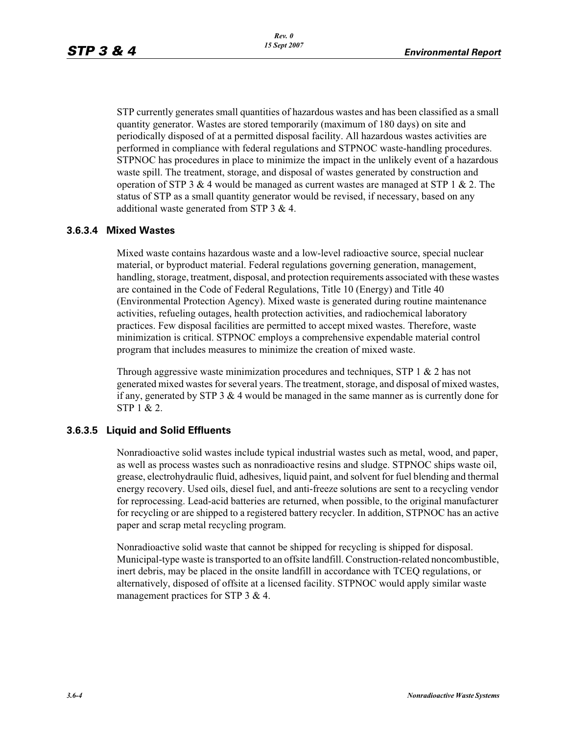STP currently generates small quantities of hazardous wastes and has been classified as a small quantity generator. Wastes are stored temporarily (maximum of 180 days) on site and periodically disposed of at a permitted disposal facility. All hazardous wastes activities are performed in compliance with federal regulations and STPNOC waste-handling procedures. STPNOC has procedures in place to minimize the impact in the unlikely event of a hazardous waste spill. The treatment, storage, and disposal of wastes generated by construction and operation of STP 3 & 4 would be managed as current wastes are managed at STP 1 & 2. The status of STP as a small quantity generator would be revised, if necessary, based on any additional waste generated from STP 3 & 4.

### 3.6.3.4 Mixed Wastes

Mixed waste contains hazardous waste and a low-level radioactive source, special nuclear material, or byproduct material. Federal regulations governing generation, management, handling, storage, treatment, disposal, and protection requirements associated with these wastes are contained in the Code of Federal Regulations, Title 10 (Energy) and Title 40 (Environmental Protection Agency). Mixed waste is generated during routine maintenance activities, refueling outages, health protection activities, and radiochemical laboratory practices. Few disposal facilities are permitted to accept mixed wastes. Therefore, waste minimization is critical. STPNOC employs a comprehensive expendable material control program that includes measures to minimize the creation of mixed waste.

Through aggressive waste minimization procedures and techniques, STP 1 & 2 has not generated mixed wastes for several years. The treatment, storage, and disposal of mixed wastes, if any, generated by STP 3 & 4 would be managed in the same manner as is currently done for STP 1 & 2.

### 3.6.3.5 Liquid and Solid Effluents

Nonradioactive solid wastes include typical industrial wastes such as metal, wood, and paper, as well as process wastes such as nonradioactive resins and sludge. STPNOC ships waste oil, grease, electrohydraulic fluid, adhesives, liquid paint, and solvent for fuel blending and thermal energy recovery. Used oils, diesel fuel, and anti-freeze solutions are sent to a recycling vendor for reprocessing. Lead-acid batteries are returned, when possible, to the original manufacturer for recycling or are shipped to a registered battery recycler. In addition, STPNOC has an active paper and scrap metal recycling program.

Nonradioactive solid waste that cannot be shipped for recycling is shipped for disposal. Municipal-type waste is transported to an offsite landfill. Construction-related noncombustible, inert debris, may be placed in the onsite landfill in accordance with TCEQ regulations, or alternatively, disposed of offsite at a licensed facility. STPNOC would apply similar waste management practices for STP 3 & 4.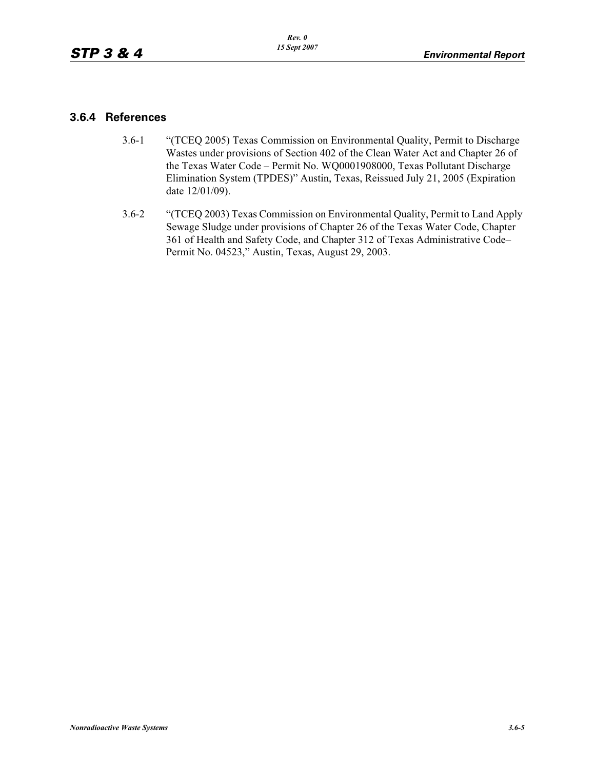### 3.6.4 References

3.6-1 "(TCEQ 2005) Texas Commission on Environmental Quality, Permit to Discharge Wastes under provisions of Section 402 of the Clean Water Act and Chapter 26 of the Texas Water Code – Permit No. WQ0001908000, Texas Pollutant Discharge Elimination System (TPDES)" Austin, Texas, Reissued July 21, 2005 (Expiration date 12/01/09).

3.6-2 "(TCEQ 2003) Texas Commission on Environmental Quality, Permit to Land Apply Sewage Sludge under provisions of Chapter 26 of the Texas Water Code, Chapter 361 of Health and Safety Code, and Chapter 312 of Texas Administrative Code– Permit No. 04523," Austin, Texas, August 29, 2003.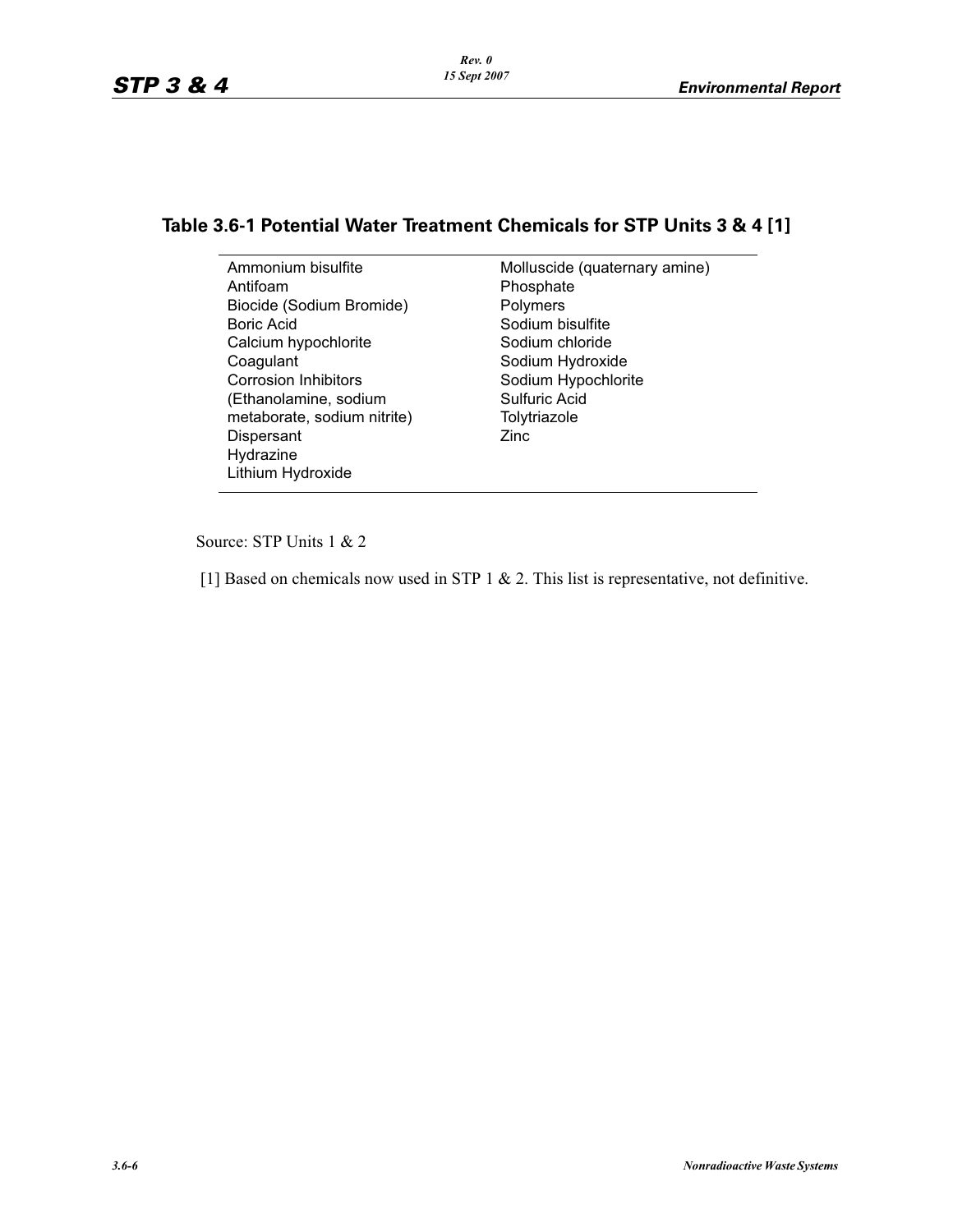## Table 3.6-1 Potential Water Treatment Chemicals for STP Units 3 & 4 [1]

| | |
|---|---|
| Ammonium bisulfite | Molluscide (quaternary amine) |
| Antifoam | Phosphate |
| Biocide (Sodium Bromide) | Polymers |
| Boric Acid | Sodium bisulfite |
| Calcium hypochlorite | Sodium chloride |
| Coagulant | Sodium Hydroxide |
| Corrosion Inhibitors (Ethanolamine, sodium metaborate, sodium nitrite) | Sodium Hypochlorite |
| Dispersant | Sulfuric Acid |
| Hydrazine | Tolytriazole |
| Lithium Hydroxide | Zinc |

Source: STP Units 1 & 2

[1] Based on chemicals now used in STP 1 & 2. This list is representative, not definitive.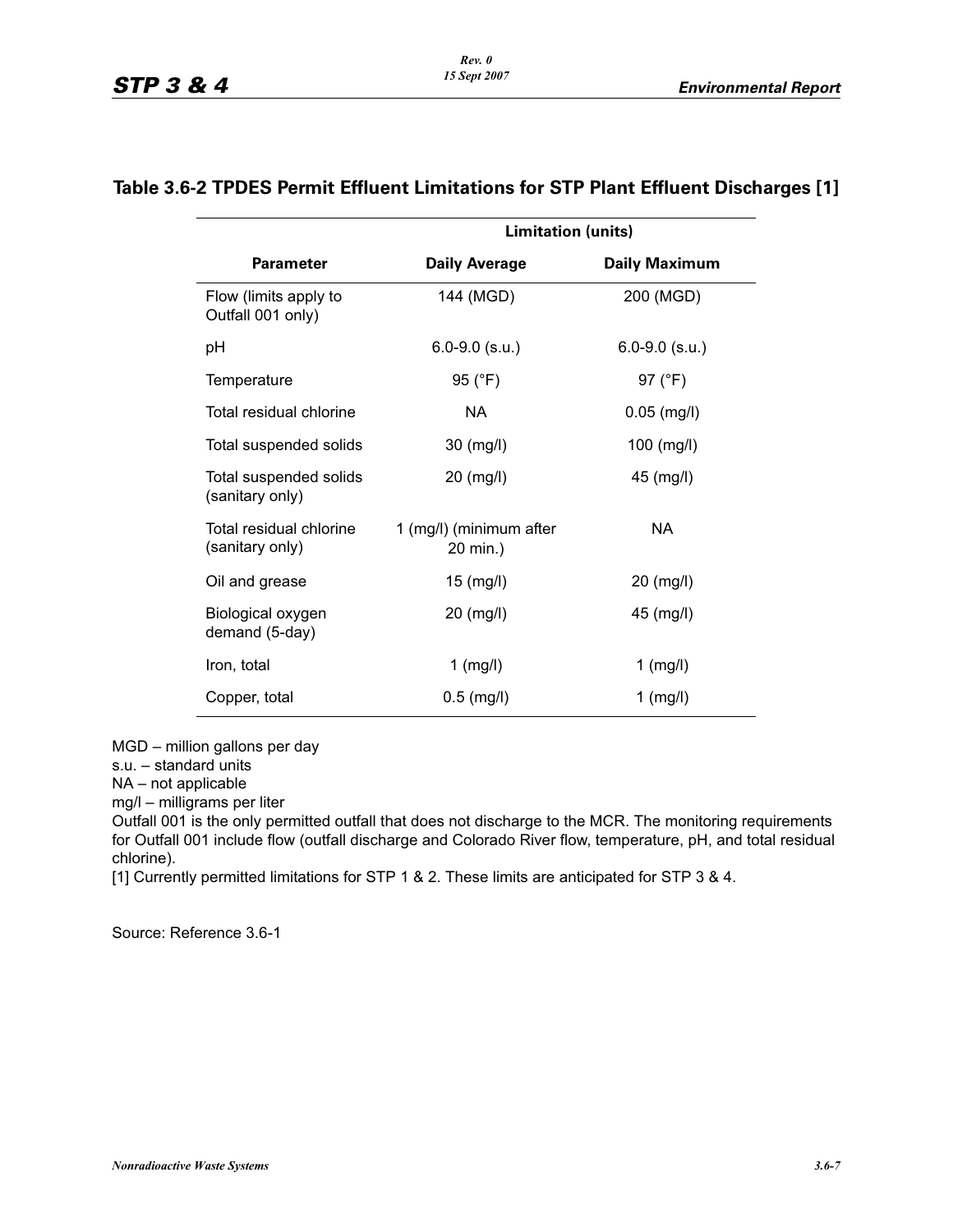## Table 3.6-2 TPDES Permit Effluent Limitations for STP Plant Effluent Discharges [1]

| | Limitation (units) | |
|---|---|---|
| **Parameter** | **Daily Average** | **Daily Maximum** |
| Flow (limits apply to Outfall 001 only) | 144 (MGD) | 200 (MGD) |
| pH | 6.0-9.0 (s.u.) | 6.0-9.0 (s.u.) |
| Temperature | 95 (°F) | 97 (°F) |
| Total residual chlorine | NA | 0.05 (mg/l) |
| Total suspended solids | 30 (mg/l) | 100 (mg/l) |
| Total suspended solids (sanitary only) | 20 (mg/l) | 45 (mg/l) |
| Total residual chlorine (sanitary only) | 1 (mg/l) (minimum after 20 min.) | NA |
| Oil and grease | 15 (mg/l) | 20 (mg/l) |
| Biological oxygen demand (5-day) | 20 (mg/l) | 45 (mg/l) |
| Iron, total | 1 (mg/l) | 1 (mg/l) |
| Copper, total | 0.5 (mg/l) | 1 (mg/l) |

MGD – million gallons per day
s.u. – standard units
NA – not applicable
mg/l – milligrams per liter
Outfall 001 is the only permitted outfall that does not discharge to the MCR. The monitoring requirements for Outfall 001 include flow (outfall discharge and Colorado River flow, temperature, pH, and total residual chlorine).
[1] Currently permitted limitations for STP 1 & 2. These limits are anticipated for STP 3 & 4.

Source: Reference 3.6-1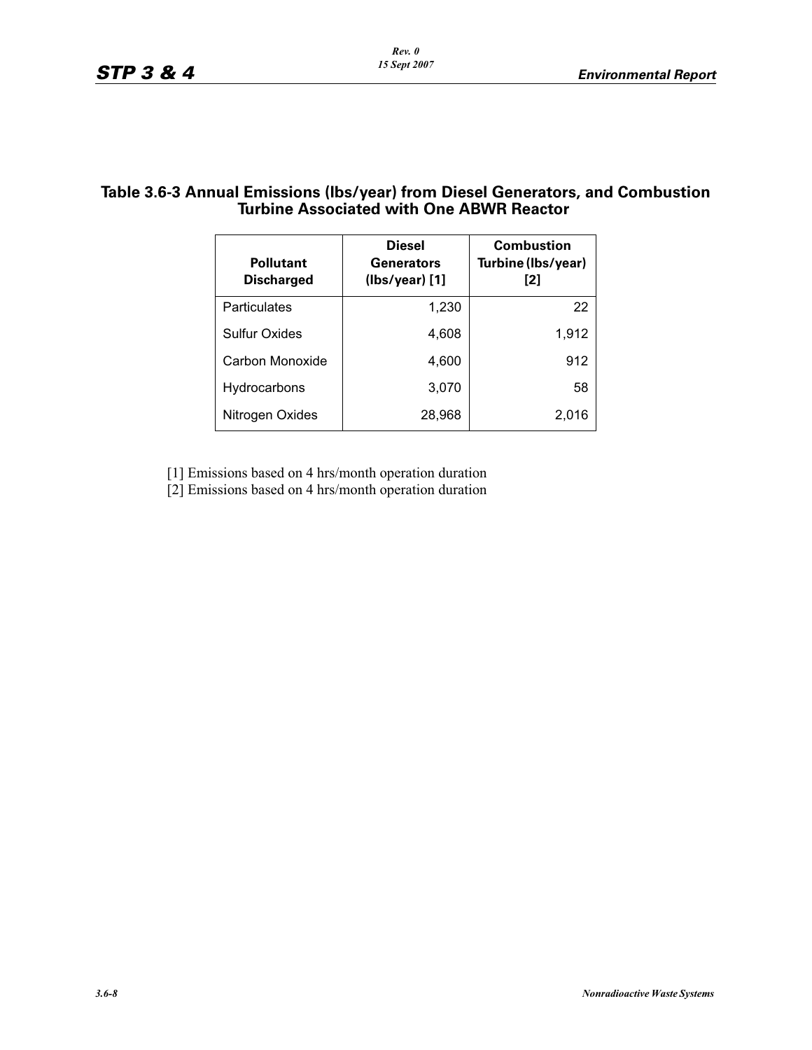### Table 3.6-3 Annual Emissions (lbs/year) from Diesel Generators, and Combustion Turbine Associated with One ABWR Reactor

| Pollutant Discharged | Diesel Generators (lbs/year) [1] | Combustion Turbine (lbs/year) [2] |
|---|---|---|
| Particulates | 1,230 | 22 |
| Sulfur Oxides | 4,608 | 1,912 |
| Carbon Monoxide | 4,600 | 912 |
| Hydrocarbons | 3,070 | 58 |
| Nitrogen Oxides | 28,968 | 2,016 |

[1] Emissions based on 4 hrs/month operation duration

[2] Emissions based on 4 hrs/month operation duration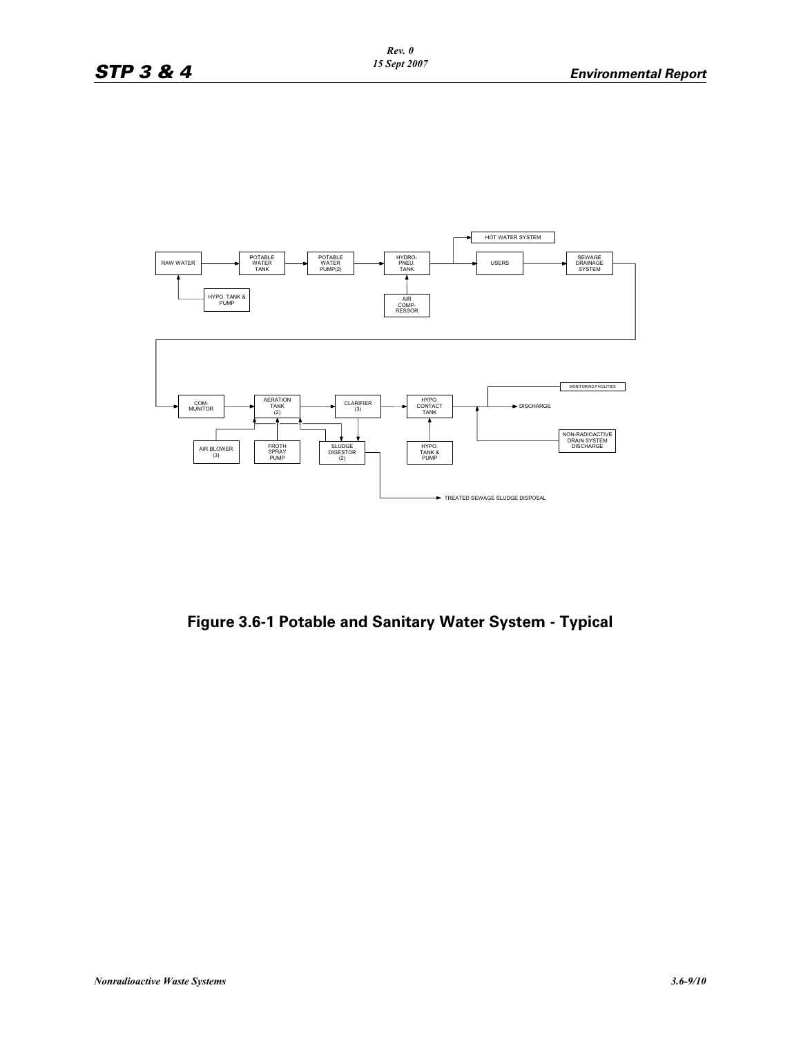RAW WATER

HYPO. TANK & PUMP

POTABLE WATER TANK

POTABLE WATER PUMP(2)

HYDRO-PNEU. TANK

AIR COMP-RESSOR

HOT WATER SYSTEM

USERS

SEWAGE DRAINAGE SYSTEM

COM-MUNITOR

AERATION TANK (2)

AIR BLOWER (3)

FROTH SPRAY PUMP

CLARIFIER (3)

SLUDGE DIGESTOR (2)

HYPO. CONTACT TANK

HYPO. TANK & PUMP

MONITORING FACILITIES

DISCHARGE

NON-RADIOACTIVE DRAIN SYSTEM DISCHARGE

TREATED SEWAGE SLUDGE DISPOSAL

**Figure 3.6-1 Potable and Sanitary Water System - Typical**